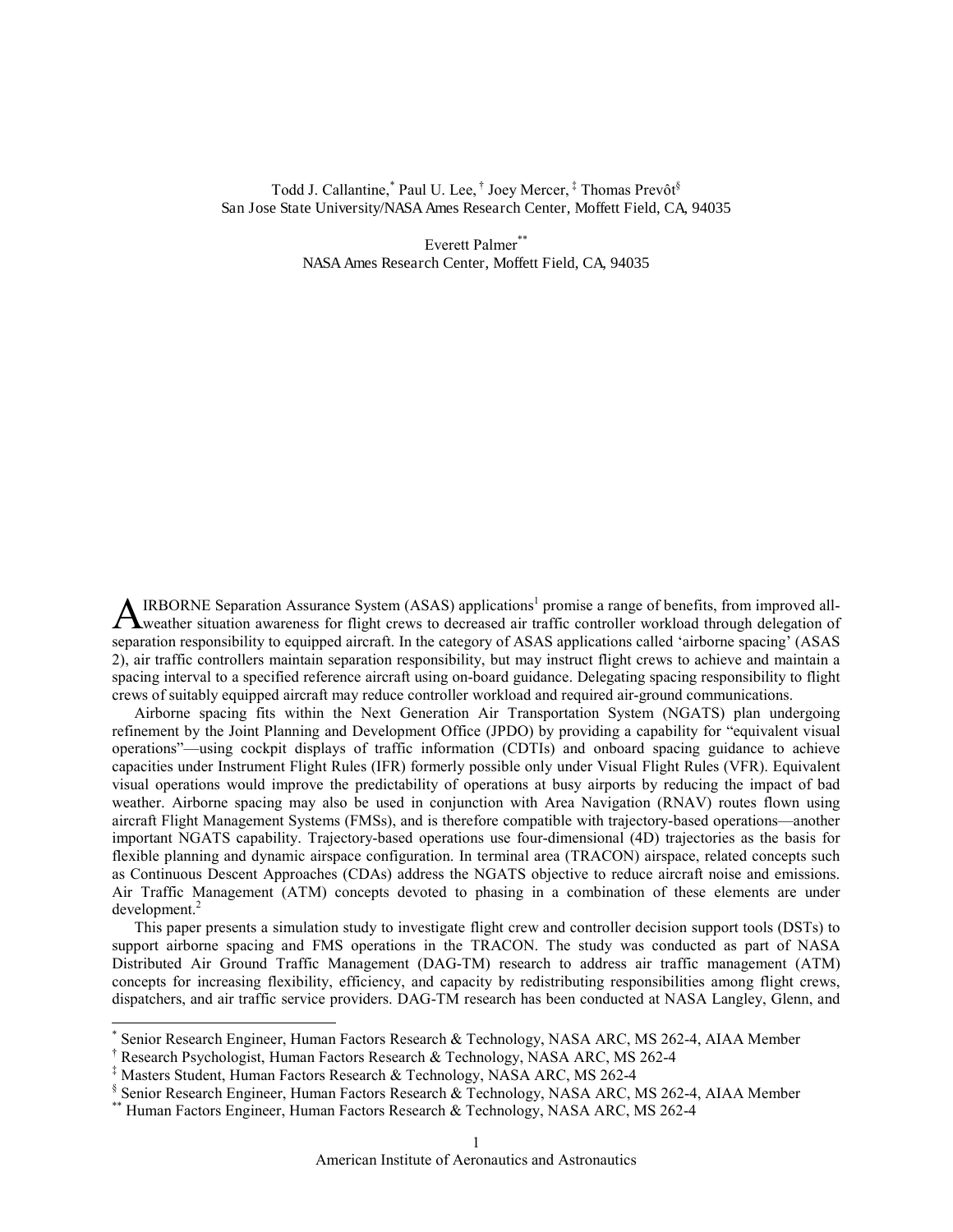Todd J. Callantine,[*] Paul U. Lee,[†] Joey Mercer,[‡] Thomas Prevôt[§]
San Jose State University/NASA Ames Research Center, Moffett Field, CA, 94035

Everett Palmer[**]
NASA Ames Research Center, Moffett Field, CA, 94035

AIRBORNE Separation Assurance System (ASAS) applications[1] promise a range of benefits, from improved all-weather situation awareness for flight crews to decreased air traffic controller workload through delegation of separation responsibility to equipped aircraft. In the category of ASAS applications called 'airborne spacing' (ASAS 2), air traffic controllers maintain separation responsibility, but may instruct flight crews to achieve and maintain a spacing interval to a specified reference aircraft using on-board guidance. Delegating spacing responsibility to flight crews of suitably equipped aircraft may reduce controller workload and required air-ground communications.

Airborne spacing fits within the Next Generation Air Transportation System (NGATS) plan undergoing refinement by the Joint Planning and Development Office (JPDO) by providing a capability for "equivalent visual operations"—using cockpit displays of traffic information (CDTIs) and onboard spacing guidance to achieve capacities under Instrument Flight Rules (IFR) formerly possible only under Visual Flight Rules (VFR). Equivalent visual operations would improve the predictability of operations at busy airports by reducing the impact of bad weather. Airborne spacing may also be used in conjunction with Area Navigation (RNAV) routes flown using aircraft Flight Management Systems (FMSs), and is therefore compatible with trajectory-based operations—another important NGATS capability. Trajectory-based operations use four-dimensional (4D) trajectories as the basis for flexible planning and dynamic airspace configuration. In terminal area (TRACON) airspace, related concepts such as Continuous Descent Approaches (CDAs) address the NGATS objective to reduce aircraft noise and emissions. Air Traffic Management (ATM) concepts devoted to phasing in a combination of these elements are under development.[2]

This paper presents a simulation study to investigate flight crew and controller decision support tools (DSTs) to support airborne spacing and FMS operations in the TRACON. The study was conducted as part of NASA Distributed Air Ground Traffic Management (DAG-TM) research to address air traffic management (ATM) concepts for increasing flexibility, efficiency, and capacity by redistributing responsibilities among flight crews, dispatchers, and air traffic service providers. DAG-TM research has been conducted at NASA Langley, Glenn, and

---

[*] Senior Research Engineer, Human Factors Research & Technology, NASA ARC, MS 262-4, AIAA Member

[†] Research Psychologist, Human Factors Research & Technology, NASA ARC, MS 262-4

[‡] Masters Student, Human Factors Research & Technology, NASA ARC, MS 262-4

[§] Senior Research Engineer, Human Factors Research & Technology, NASA ARC, MS 262-4, AIAA Member

[**] Human Factors Engineer, Human Factors Research & Technology, NASA ARC, MS 262-4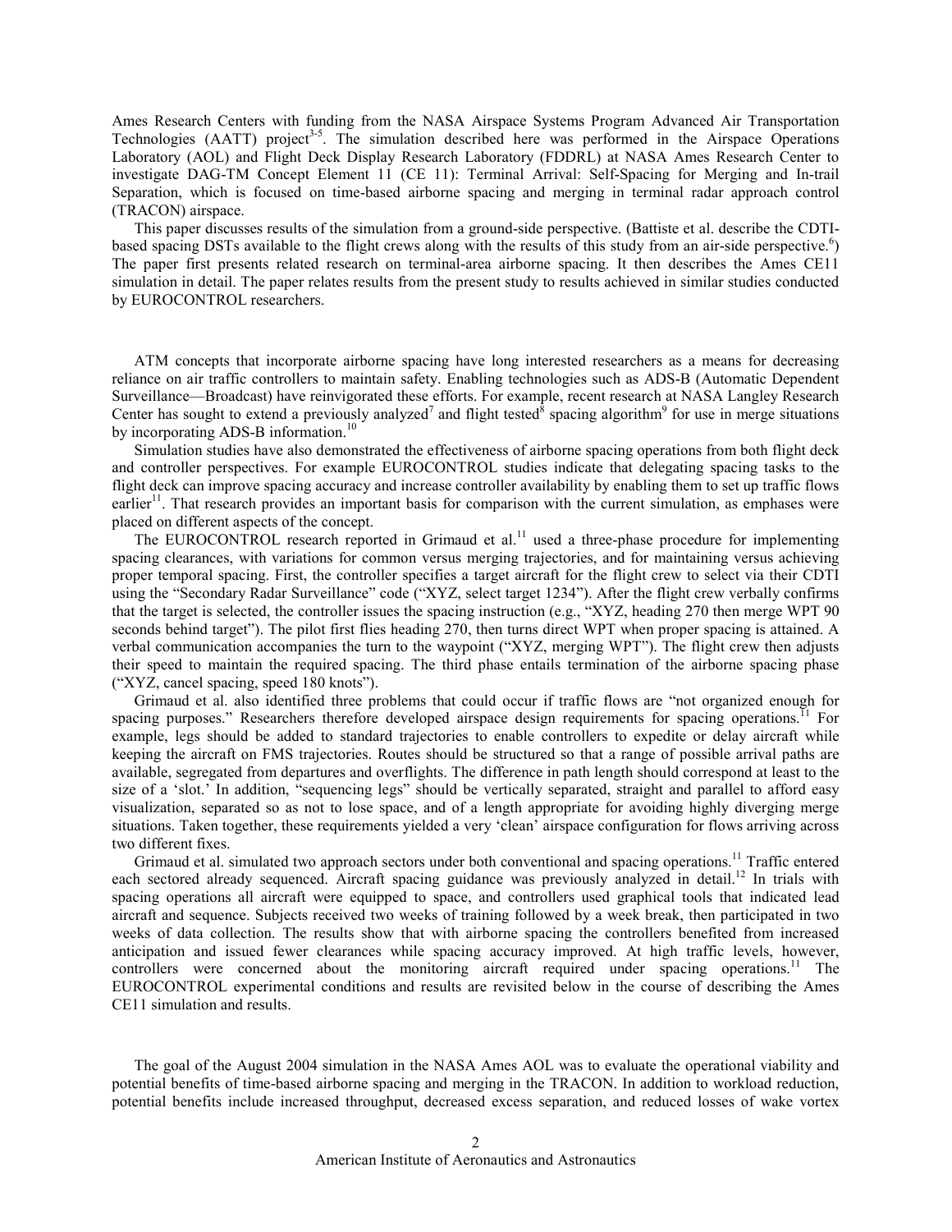Ames Research Centers with funding from the NASA Airspace Systems Program Advanced Air Transportation Technologies (AATT) project[3-5]. The simulation described here was performed in the Airspace Operations Laboratory (AOL) and Flight Deck Display Research Laboratory (FDDRL) at NASA Ames Research Center to investigate DAG-TM Concept Element 11 (CE 11): Terminal Arrival: Self-Spacing for Merging and In-trail Separation, which is focused on time-based airborne spacing and merging in terminal radar approach control (TRACON) airspace.

This paper discusses results of the simulation from a ground-side perspective. (Battiste et al. describe the CDTI-based spacing DSTs available to the flight crews along with the results of this study from an air-side perspective.[6]) The paper first presents related research on terminal-area airborne spacing. It then describes the Ames CE11 simulation in detail. The paper relates results from the present study to results achieved in similar studies conducted by EUROCONTROL researchers.

ATM concepts that incorporate airborne spacing have long interested researchers as a means for decreasing reliance on air traffic controllers to maintain safety. Enabling technologies such as ADS-B (Automatic Dependent Surveillance—Broadcast) have reinvigorated these efforts. For example, recent research at NASA Langley Research Center has sought to extend a previously analyzed[7] and flight tested[8] spacing algorithm[9] for use in merge situations by incorporating ADS-B information.[10]

Simulation studies have also demonstrated the effectiveness of airborne spacing operations from both flight deck and controller perspectives. For example EUROCONTROL studies indicate that delegating spacing tasks to the flight deck can improve spacing accuracy and increase controller availability by enabling them to set up traffic flows earlier[11]. That research provides an important basis for comparison with the current simulation, as emphases were placed on different aspects of the concept.

The EUROCONTROL research reported in Grimaud et al.[11] used a three-phase procedure for implementing spacing clearances, with variations for common versus merging trajectories, and for maintaining versus achieving proper temporal spacing. First, the controller specifies a target aircraft for the flight crew to select via their CDTI using the "Secondary Radar Surveillance" code ("XYZ, select target 1234"). After the flight crew verbally confirms that the target is selected, the controller issues the spacing instruction (e.g., "XYZ, heading 270 then merge WPT 90 seconds behind target"). The pilot first flies heading 270, then turns direct WPT when proper spacing is attained. A verbal communication accompanies the turn to the waypoint ("XYZ, merging WPT"). The flight crew then adjusts their speed to maintain the required spacing. The third phase entails termination of the airborne spacing phase ("XYZ, cancel spacing, speed 180 knots").

Grimaud et al. also identified three problems that could occur if traffic flows are "not organized enough for spacing purposes." Researchers therefore developed airspace design requirements for spacing operations.[11] For example, legs should be added to standard trajectories to enable controllers to expedite or delay aircraft while keeping the aircraft on FMS trajectories. Routes should be structured so that a range of possible arrival paths are available, segregated from departures and overflights. The difference in path length should correspond at least to the size of a 'slot.' In addition, "sequencing legs" should be vertically separated, straight and parallel to afford easy visualization, separated so as not to lose space, and of a length appropriate for avoiding highly diverging merge situations. Taken together, these requirements yielded a very 'clean' airspace configuration for flows arriving across two different fixes.

Grimaud et al. simulated two approach sectors under both conventional and spacing operations.[11] Traffic entered each sectored already sequenced. Aircraft spacing guidance was previously analyzed in detail.[12] In trials with spacing operations all aircraft were equipped to space, and controllers used graphical tools that indicated lead aircraft and sequence. Subjects received two weeks of training followed by a week break, then participated in two weeks of data collection. The results show that with airborne spacing the controllers benefited from increased anticipation and issued fewer clearances while spacing accuracy improved. At high traffic levels, however, controllers were concerned about the monitoring aircraft required under spacing operations.[11] The EUROCONTROL experimental conditions and results are revisited below in the course of describing the Ames CE11 simulation and results.

The goal of the August 2004 simulation in the NASA Ames AOL was to evaluate the operational viability and potential benefits of time-based airborne spacing and merging in the TRACON. In addition to workload reduction, potential benefits include increased throughput, decreased excess separation, and reduced losses of wake vortex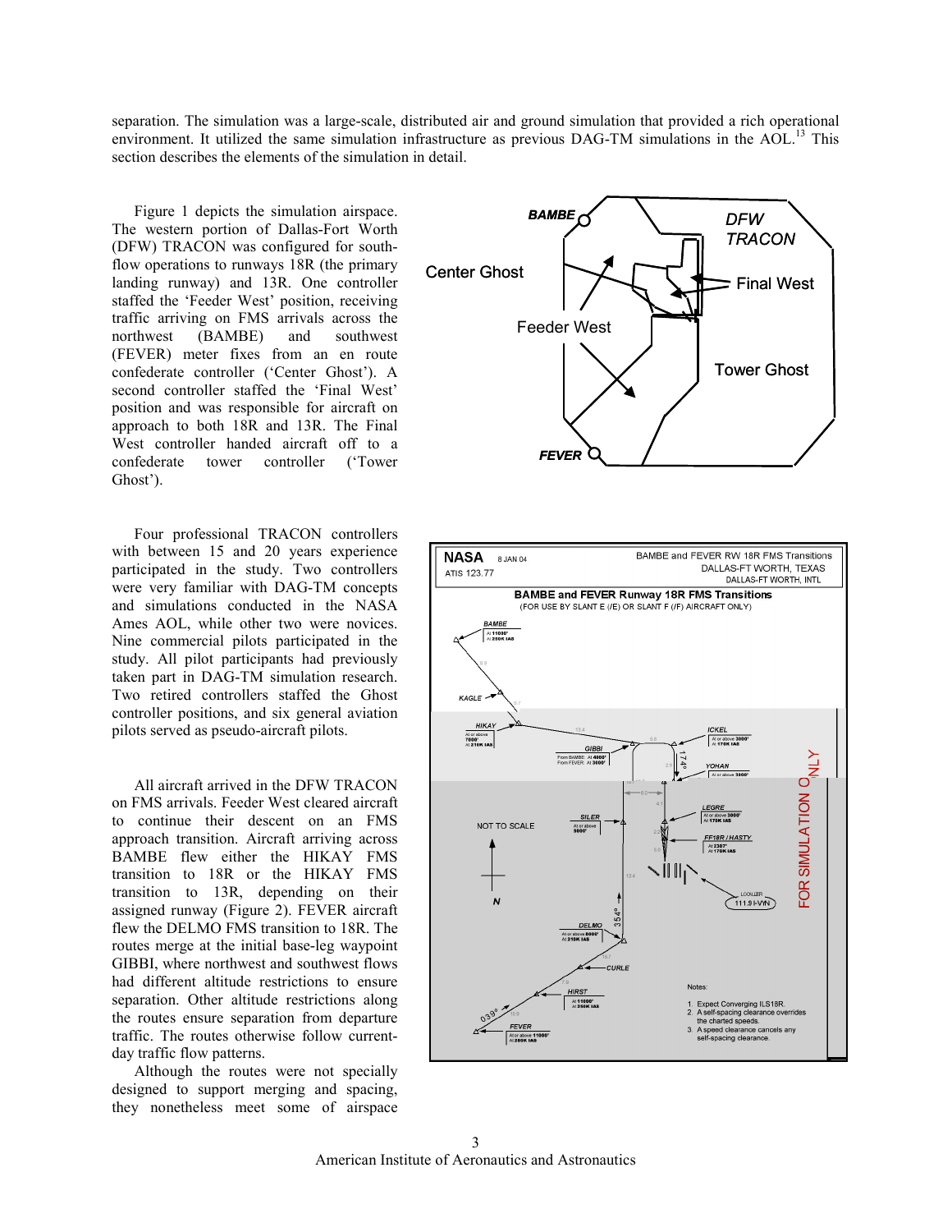separation. The simulation was a large-scale, distributed air and ground simulation that provided a rich operational environment. It utilized the same simulation infrastructure as previous DAG-TM simulations in the AOL.[13] This section describes the elements of the simulation in detail.

Figure 1 depicts the simulation airspace. The western portion of Dallas-Fort Worth (DFW) TRACON was configured for south-flow operations to runways 18R (the primary landing runway) and 13R. One controller staffed the 'Feeder West' position, receiving traffic arriving on FMS arrivals across the northwest (BAMBE) and southwest (FEVER) meter fixes from an en route confederate controller ('Center Ghost'). A second controller staffed the 'Final West' position and was responsible for aircraft on approach to both 18R and 13R. The Final West controller handed aircraft off to a confederate tower controller ('Tower Ghost').

Four professional TRACON controllers with between 15 and 20 years experience participated in the study. Two controllers were very familiar with DAG-TM concepts and simulations conducted in the NASA Ames AOL, while other two were novices. Nine commercial pilots participated in the study. All pilot participants had previously taken part in DAG-TM simulation research. Two retired controllers staffed the Ghost controller positions, and six general aviation pilots served as pseudo-aircraft pilots.

All aircraft arrived in the DFW TRACON on FMS arrivals. Feeder West cleared aircraft to continue their descent on an FMS approach transition. Aircraft arriving across BAMBE flew either the HIKAY FMS transition to 18R or the HIKAY FMS transition to 13R, depending on their assigned runway (Figure 2). FEVER aircraft flew the DELMO FMS transition to 18R. The routes merge at the initial base-leg waypoint GIBBI, where northwest and southwest flows had different altitude restrictions to ensure separation. Other altitude restrictions along the routes ensure separation from departure traffic. The routes otherwise follow current-day traffic flow patterns.

Although the routes were not specially designed to support merging and spacing, they nonetheless meet some of airspace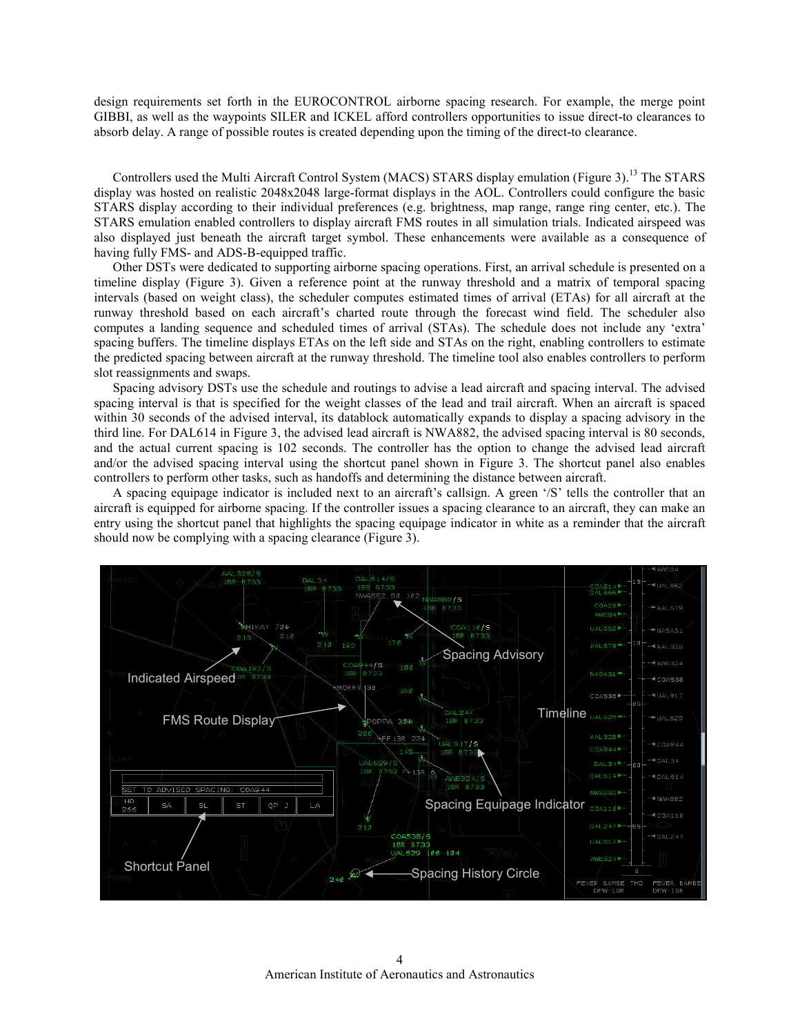design requirements set forth in the EUROCONTROL airborne spacing research. For example, the merge point GIBBI, as well as the waypoints SILER and ICKEL afford controllers opportunities to issue direct-to clearances to absorb delay. A range of possible routes is created depending upon the timing of the direct-to clearance.

Controllers used the Multi Aircraft Control System (MACS) STARS display emulation (Figure 3).[13] The STARS display was hosted on realistic 2048x2048 large-format displays in the AOL. Controllers could configure the basic STARS display according to their individual preferences (e.g. brightness, map range, range ring center, etc.). The STARS emulation enabled controllers to display aircraft FMS routes in all simulation trials. Indicated airspeed was also displayed just beneath the aircraft target symbol. These enhancements were available as a consequence of having fully FMS- and ADS-B-equipped traffic.

Other DSTs were dedicated to supporting airborne spacing operations. First, an arrival schedule is presented on a timeline display (Figure 3). Given a reference point at the runway threshold and a matrix of temporal spacing intervals (based on weight class), the scheduler computes estimated times of arrival (ETAs) for all aircraft at the runway threshold based on each aircraft's charted route through the forecast wind field. The scheduler also computes a landing sequence and scheduled times of arrival (STAs). The schedule does not include any 'extra' spacing buffers. The timeline displays ETAs on the left side and STAs on the right, enabling controllers to estimate the predicted spacing between aircraft at the runway threshold. The timeline tool also enables controllers to perform slot reassignments and swaps.

Spacing advisory DSTs use the schedule and routings to advise a lead aircraft and spacing interval. The advised spacing interval is that is specified for the weight classes of the lead and trail aircraft. When an aircraft is spaced within 30 seconds of the advised interval, its datablock automatically expands to display a spacing advisory in the third line. For DAL614 in Figure 3, the advised lead aircraft is NWA882, the advised spacing interval is 80 seconds, and the actual current spacing is 102 seconds. The controller has the option to change the advised lead aircraft and/or the advised spacing interval using the shortcut panel shown in Figure 3. The shortcut panel also enables controllers to perform other tasks, such as handoffs and determining the distance between aircraft.

A spacing equipage indicator is included next to an aircraft's callsign. A green '/S' tells the controller that an aircraft is equipped for airborne spacing. If the controller issues a spacing clearance to an aircraft, they can make an entry using the shortcut panel that highlights the spacing equipage indicator in white as a reminder that the aircraft should now be complying with a spacing clearance (Figure 3).

Indicated Airspeed | FMS Route Display | Spacing Advisory | Timeline | Spacing Equipage Indicator | Shortcut Panel | Spacing History Circle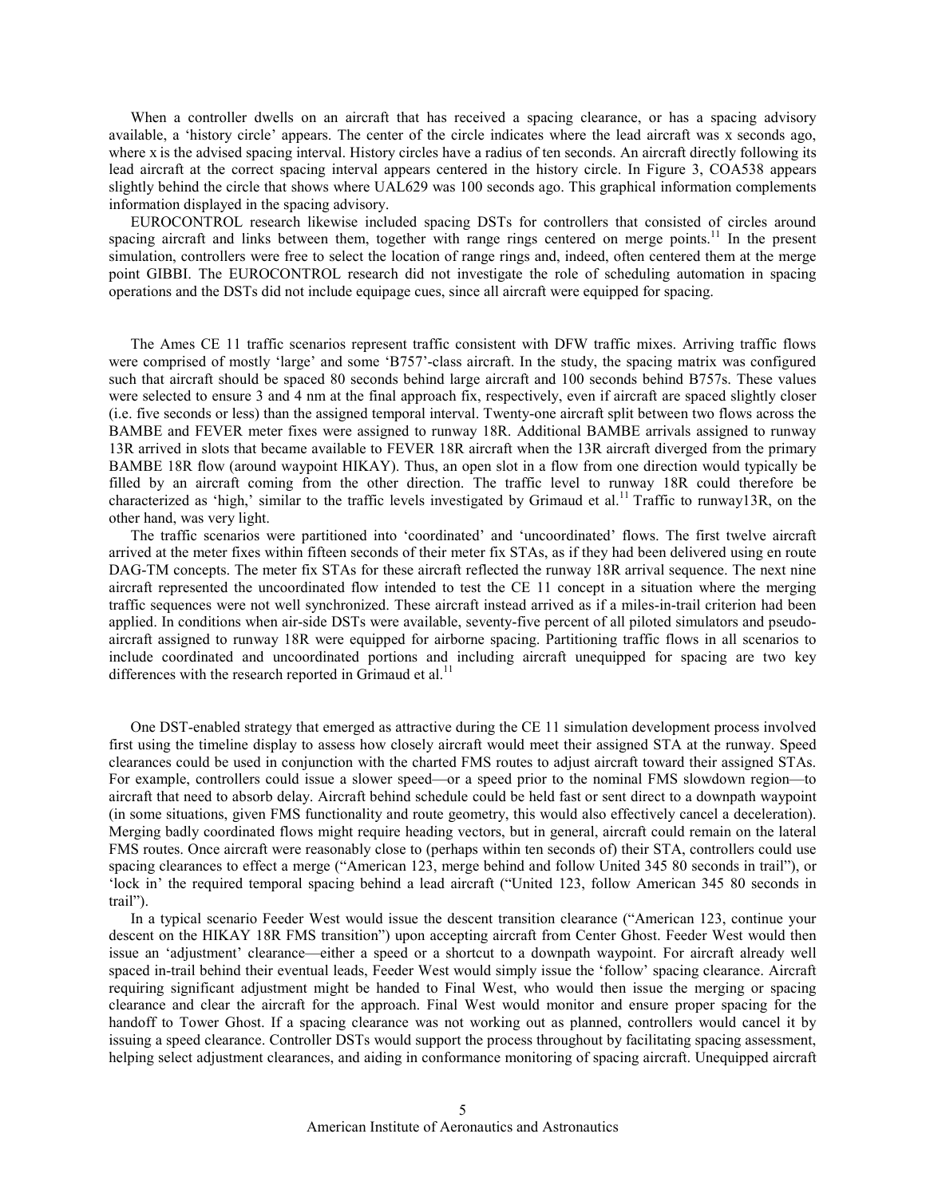When a controller dwells on an aircraft that has received a spacing clearance, or has a spacing advisory available, a 'history circle' appears. The center of the circle indicates where the lead aircraft was x seconds ago, where x is the advised spacing interval. History circles have a radius of ten seconds. An aircraft directly following its lead aircraft at the correct spacing interval appears centered in the history circle. In Figure 3, COA538 appears slightly behind the circle that shows where UAL629 was 100 seconds ago. This graphical information complements information displayed in the spacing advisory.

EUROCONTROL research likewise included spacing DSTs for controllers that consisted of circles around spacing aircraft and links between them, together with range rings centered on merge points.[11] In the present simulation, controllers were free to select the location of range rings and, indeed, often centered them at the merge point GIBBI. The EUROCONTROL research did not investigate the role of scheduling automation in spacing operations and the DSTs did not include equipage cues, since all aircraft were equipped for spacing.

The Ames CE 11 traffic scenarios represent traffic consistent with DFW traffic mixes. Arriving traffic flows were comprised of mostly 'large' and some 'B757'-class aircraft. In the study, the spacing matrix was configured such that aircraft should be spaced 80 seconds behind large aircraft and 100 seconds behind B757s. These values were selected to ensure 3 and 4 nm at the final approach fix, respectively, even if aircraft are spaced slightly closer (i.e. five seconds or less) than the assigned temporal interval. Twenty-one aircraft split between two flows across the BAMBE and FEVER meter fixes were assigned to runway 18R. Additional BAMBE arrivals assigned to runway 13R arrived in slots that became available to FEVER 18R aircraft when the 13R aircraft diverged from the primary BAMBE 18R flow (around waypoint HIKAY). Thus, an open slot in a flow from one direction would typically be filled by an aircraft coming from the other direction. The traffic level to runway 18R could therefore be characterized as 'high,' similar to the traffic levels investigated by Grimaud et al.[11] Traffic to runway13R, on the other hand, was very light.

The traffic scenarios were partitioned into 'coordinated' and 'uncoordinated' flows. The first twelve aircraft arrived at the meter fixes within fifteen seconds of their meter fix STAs, as if they had been delivered using en route DAG-TM concepts. The meter fix STAs for these aircraft reflected the runway 18R arrival sequence. The next nine aircraft represented the uncoordinated flow intended to test the CE 11 concept in a situation where the merging traffic sequences were not well synchronized. These aircraft instead arrived as if a miles-in-trail criterion had been applied. In conditions when air-side DSTs were available, seventy-five percent of all piloted simulators and pseudo-aircraft assigned to runway 18R were equipped for airborne spacing. Partitioning traffic flows in all scenarios to include coordinated and uncoordinated portions and including aircraft unequipped for spacing are two key differences with the research reported in Grimaud et al.[11]

One DST-enabled strategy that emerged as attractive during the CE 11 simulation development process involved first using the timeline display to assess how closely aircraft would meet their assigned STA at the runway. Speed clearances could be used in conjunction with the charted FMS routes to adjust aircraft toward their assigned STAs. For example, controllers could issue a slower speed—or a speed prior to the nominal FMS slowdown region—to aircraft that need to absorb delay. Aircraft behind schedule could be held fast or sent direct to a downpath waypoint (in some situations, given FMS functionality and route geometry, this would also effectively cancel a deceleration). Merging badly coordinated flows might require heading vectors, but in general, aircraft could remain on the lateral FMS routes. Once aircraft were reasonably close to (perhaps within ten seconds of) their STA, controllers could use spacing clearances to effect a merge ("American 123, merge behind and follow United 345 80 seconds in trail"), or 'lock in' the required temporal spacing behind a lead aircraft ("United 123, follow American 345 80 seconds in trail").

In a typical scenario Feeder West would issue the descent transition clearance ("American 123, continue your descent on the HIKAY 18R FMS transition") upon accepting aircraft from Center Ghost. Feeder West would then issue an 'adjustment' clearance—either a speed or a shortcut to a downpath waypoint. For aircraft already well spaced in-trail behind their eventual leads, Feeder West would simply issue the 'follow' spacing clearance. Aircraft requiring significant adjustment might be handed to Final West, who would then issue the merging or spacing clearance and clear the aircraft for the approach. Final West would monitor and ensure proper spacing for the handoff to Tower Ghost. If a spacing clearance was not working out as planned, controllers would cancel it by issuing a speed clearance. Controller DSTs would support the process throughout by facilitating spacing assessment, helping select adjustment clearances, and aiding in conformance monitoring of spacing aircraft. Unequipped aircraft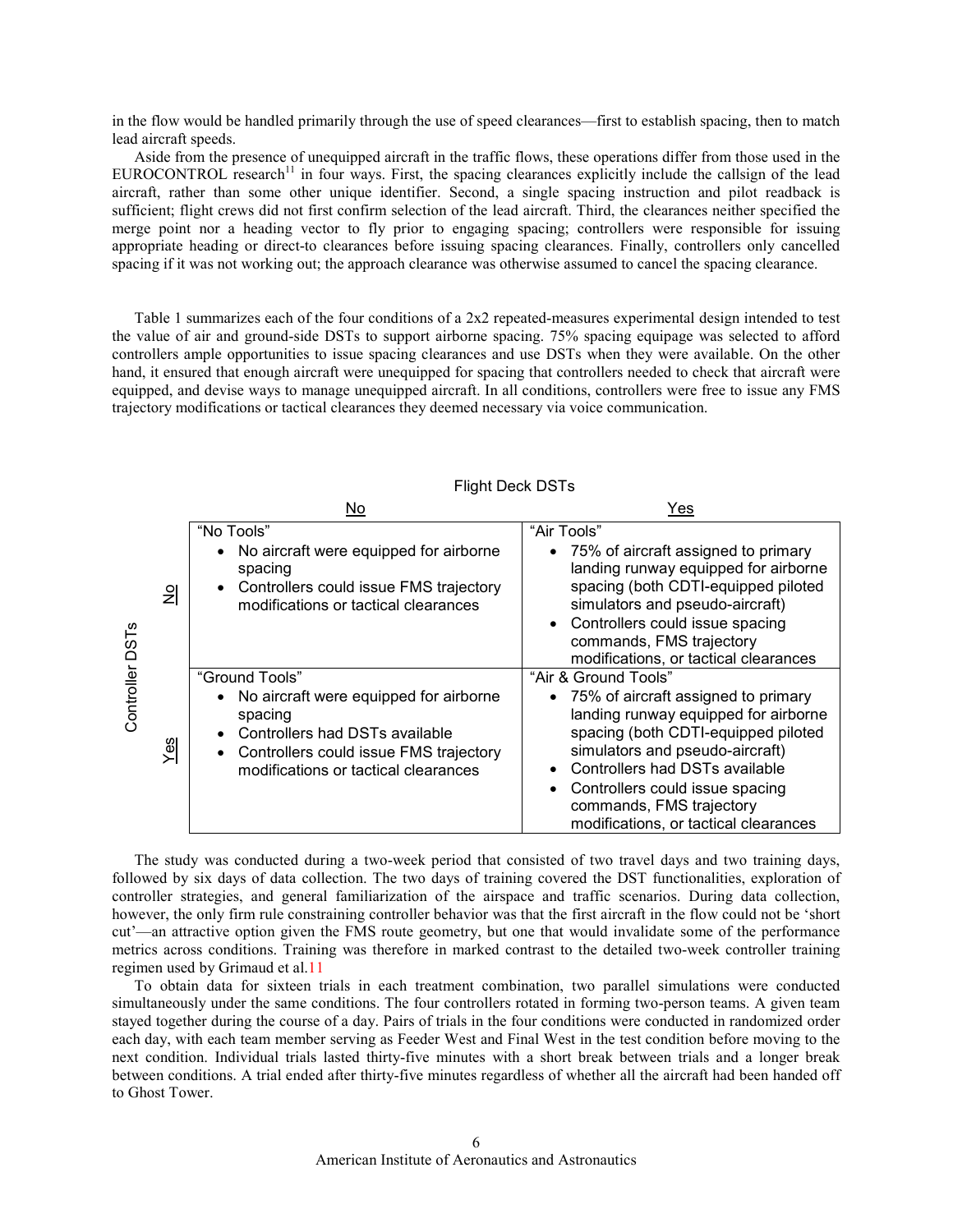in the flow would be handled primarily through the use of speed clearances—first to establish spacing, then to match lead aircraft speeds.

Aside from the presence of unequipped aircraft in the traffic flows, these operations differ from those used in the EUROCONTROL research[11] in four ways. First, the spacing clearances explicitly include the callsign of the lead aircraft, rather than some other unique identifier. Second, a single spacing instruction and pilot readback is sufficient; flight crews did not first confirm selection of the lead aircraft. Third, the clearances neither specified the merge point nor a heading vector to fly prior to engaging spacing; controllers were responsible for issuing appropriate heading or direct-to clearances before issuing spacing clearances. Finally, controllers only cancelled spacing if it was not working out; the approach clearance was otherwise assumed to cancel the spacing clearance.

Table 1 summarizes each of the four conditions of a 2x2 repeated-measures experimental design intended to test the value of air and ground-side DSTs to support airborne spacing. 75% spacing equipage was selected to afford controllers ample opportunities to issue spacing clearances and use DSTs when they were available. On the other hand, it ensured that enough aircraft were unequipped for spacing that controllers needed to check that aircraft were equipped, and devise ways to manage unequipped aircraft. In all conditions, controllers were free to issue any FMS trajectory modifications or tactical clearances they deemed necessary via voice communication.

| Controller DSTs | Flight Deck DSTs: No | Flight Deck DSTs: Yes |
|---|---|---|
| No | "No Tools"<br>• No aircraft were equipped for airborne spacing<br>• Controllers could issue FMS trajectory modifications or tactical clearances | "Air Tools"<br>• 75% of aircraft assigned to primary landing runway equipped for airborne spacing (both CDTI-equipped piloted simulators and pseudo-aircraft)<br>• Controllers could issue spacing commands, FMS trajectory modifications, or tactical clearances |
| Yes | "Ground Tools"<br>• No aircraft were equipped for airborne spacing<br>• Controllers had DSTs available<br>• Controllers could issue FMS trajectory modifications or tactical clearances | "Air & Ground Tools"<br>• 75% of aircraft assigned to primary landing runway equipped for airborne spacing (both CDTI-equipped piloted simulators and pseudo-aircraft)<br>• Controllers had DSTs available<br>• Controllers could issue spacing commands, FMS trajectory modifications, or tactical clearances |

The study was conducted during a two-week period that consisted of two travel days and two training days, followed by six days of data collection. The two days of training covered the DST functionalities, exploration of controller strategies, and general familiarization of the airspace and traffic scenarios. During data collection, however, the only firm rule constraining controller behavior was that the first aircraft in the flow could not be 'short cut'—an attractive option given the FMS route geometry, but one that would invalidate some of the performance metrics across conditions. Training was therefore in marked contrast to the detailed two-week controller training regimen used by Grimaud et al.[11]

To obtain data for sixteen trials in each treatment combination, two parallel simulations were conducted simultaneously under the same conditions. The four controllers rotated in forming two-person teams. A given team stayed together during the course of a day. Pairs of trials in the four conditions were conducted in randomized order each day, with each team member serving as Feeder West and Final West in the test condition before moving to the next condition. Individual trials lasted thirty-five minutes with a short break between trials and a longer break between conditions. A trial ended after thirty-five minutes regardless of whether all the aircraft had been handed off to Ghost Tower.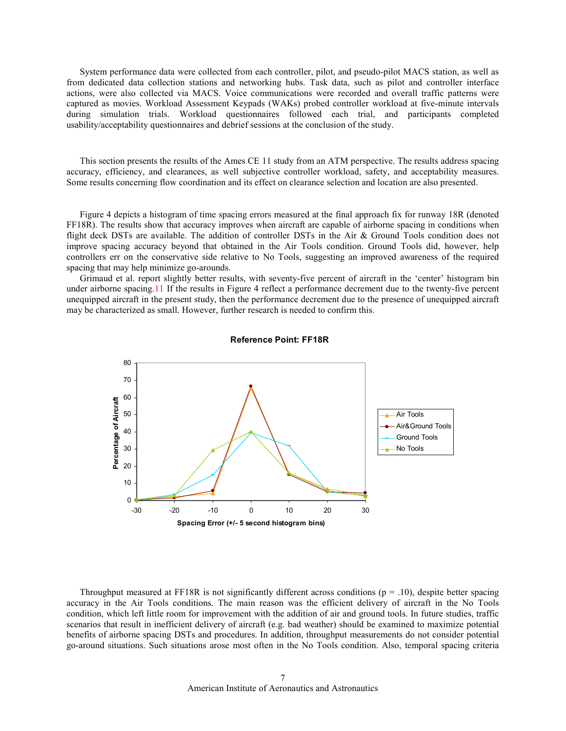System performance data were collected from each controller, pilot, and pseudo-pilot MACS station, as well as from dedicated data collection stations and networking hubs. Task data, such as pilot and controller interface actions, were also collected via MACS. Voice communications were recorded and overall traffic patterns were captured as movies. Workload Assessment Keypads (WAKs) probed controller workload at five-minute intervals during simulation trials. Workload questionnaires followed each trial, and participants completed usability/acceptability questionnaires and debrief sessions at the conclusion of the study.

This section presents the results of the Ames CE 11 study from an ATM perspective. The results address spacing accuracy, efficiency, and clearances, as well subjective controller workload, safety, and acceptability measures. Some results concerning flow coordination and its effect on clearance selection and location are also presented.

Figure 4 depicts a histogram of time spacing errors measured at the final approach fix for runway 18R (denoted FF18R). The results show that accuracy improves when aircraft are capable of airborne spacing in conditions when flight deck DSTs are available. The addition of controller DSTs in the Air & Ground Tools condition does not improve spacing accuracy beyond that obtained in the Air Tools condition. Ground Tools did, however, help controllers err on the conservative side relative to No Tools, suggesting an improved awareness of the required spacing that may help minimize go-arounds.

Grimaud et al. report slightly better results, with seventy-five percent of aircraft in the 'center' histogram bin under airborne spacing.[11] If the results in Figure 4 reflect a performance decrement due to the twenty-five percent unequipped aircraft in the present study, then the performance decrement due to the presence of unequipped aircraft may be characterized as small. However, further research is needed to confirm this.

**Reference Point: FF18R**

Throughput measured at FF18R is not significantly different across conditions ($p = .10$), despite better spacing accuracy in the Air Tools conditions. The main reason was the efficient delivery of aircraft in the No Tools condition, which left little room for improvement with the addition of air and ground tools. In future studies, traffic scenarios that result in inefficient delivery of aircraft (e.g. bad weather) should be examined to maximize potential benefits of airborne spacing DSTs and procedures. In addition, throughput measurements do not consider potential go-around situations. Such situations arose most often in the No Tools condition. Also, temporal spacing criteria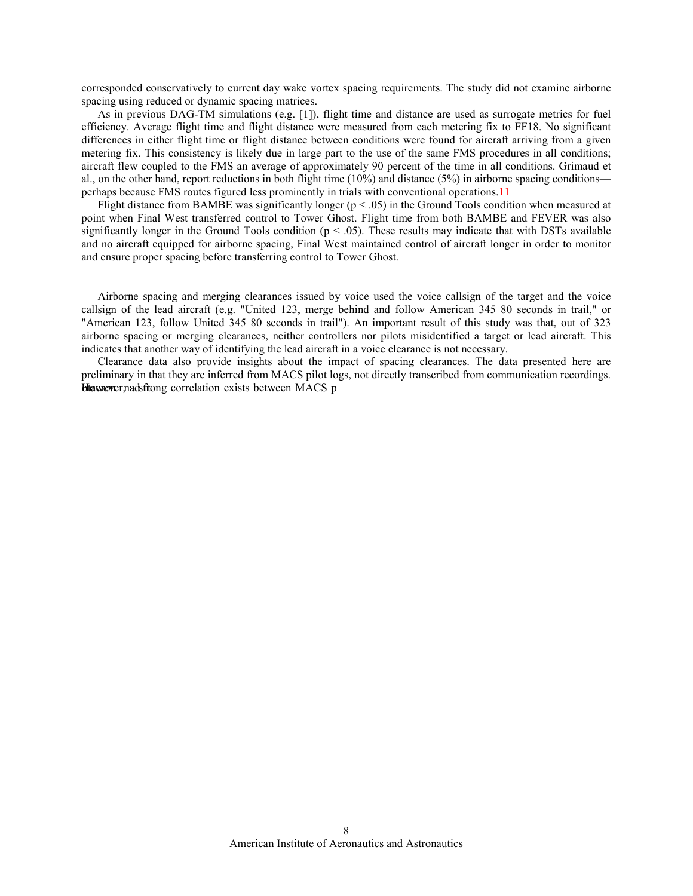corresponded conservatively to current day wake vortex spacing requirements. The study did not examine airborne spacing using reduced or dynamic spacing matrices.

As in previous DAG-TM simulations (e.g. [1]), flight time and distance are used as surrogate metrics for fuel efficiency. Average flight time and flight distance were measured from each metering fix to FF18. No significant differences in either flight time or flight distance between conditions were found for aircraft arriving from a given metering fix. This consistency is likely due in large part to the use of the same FMS procedures in all conditions; aircraft flew coupled to the FMS an average of approximately 90 percent of the time in all conditions. Grimaud et al., on the other hand, report reductions in both flight time (10%) and distance (5%) in airborne spacing conditions—perhaps because FMS routes figured less prominently in trials with conventional operations.[11]

Flight distance from BAMBE was significantly longer ($p < .05$) in the Ground Tools condition when measured at point when Final West transferred control to Tower Ghost. Flight time from both BAMBE and FEVER was also significantly longer in the Ground Tools condition ($p < .05$). These results may indicate that with DSTs available and no aircraft equipped for airborne spacing, Final West maintained control of aircraft longer in order to monitor and ensure proper spacing before transferring control to Tower Ghost.

Airborne spacing and merging clearances issued by voice used the voice callsign of the target and the voice callsign of the lead aircraft (e.g. "United 123, merge behind and follow American 345 80 seconds in trail," or "American 123, follow United 345 80 seconds in trail"). An important result of this study was that, out of 323 airborne spacing or merging clearances, neither controllers nor pilots misidentified a target or lead aircraft. This indicates that another way of identifying the lead aircraft in a voice clearance is not necessary.

Clearance data also provide insights about the impact of spacing clearances. The data presented here are preliminary in that they are inferred from MACS pilot logs, not directly transcribed from communication recordings. However, a strong correlation exists between MACS p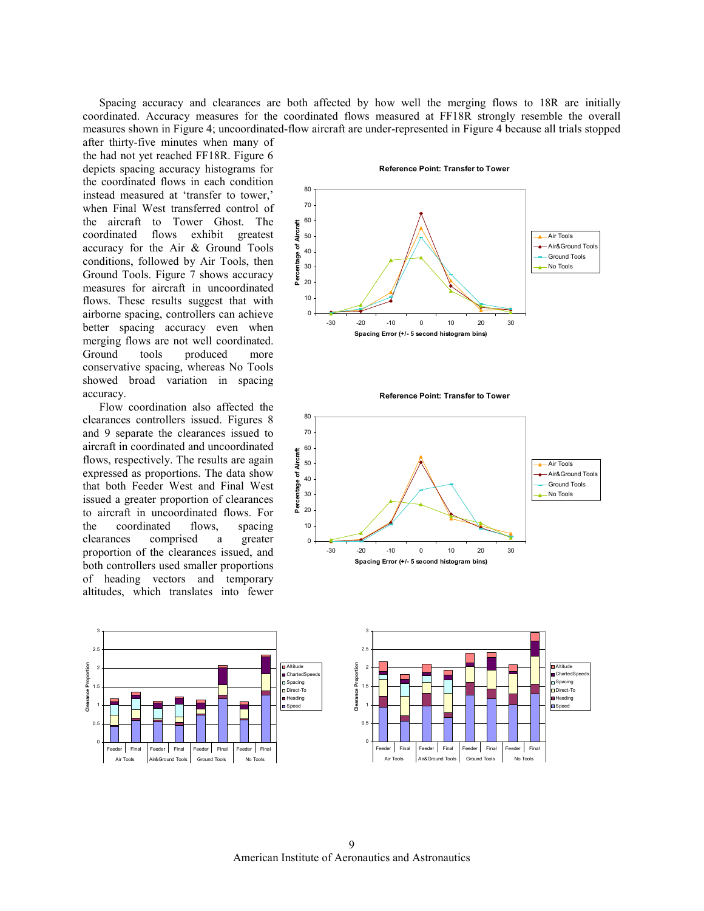Spacing accuracy and clearances are both affected by how well the merging flows to 18R are initially coordinated. Accuracy measures for the coordinated flows measured at FF18R strongly resemble the overall measures shown in Figure 4; uncoordinated-flow aircraft are under-represented in Figure 4 because all trials stopped after thirty-five minutes when many of the had not yet reached FF18R. Figure 6 depicts spacing accuracy histograms for the coordinated flows in each condition instead measured at 'transfer to tower,' when Final West transferred control of the aircraft to Tower Ghost. The coordinated flows exhibit greatest accuracy for the Air & Ground Tools conditions, followed by Air Tools, then Ground Tools. Figure 7 shows accuracy measures for aircraft in uncoordinated flows. These results suggest that with airborne spacing, controllers can achieve better spacing accuracy even when merging flows are not well coordinated. Ground tools produced more conservative spacing, whereas No Tools showed broad variation in spacing accuracy.

Flow coordination also affected the clearances controllers issued. Figures 8 and 9 separate the clearances issued to aircraft in coordinated and uncoordinated flows, respectively. The results are again expressed as proportions. The data show that both Feeder West and Final West issued a greater proportion of clearances to aircraft in uncoordinated flows. For the coordinated flows, spacing clearances comprised a greater proportion of the clearances issued, and both controllers used smaller proportions of heading vectors and temporary altitudes, which translates into fewer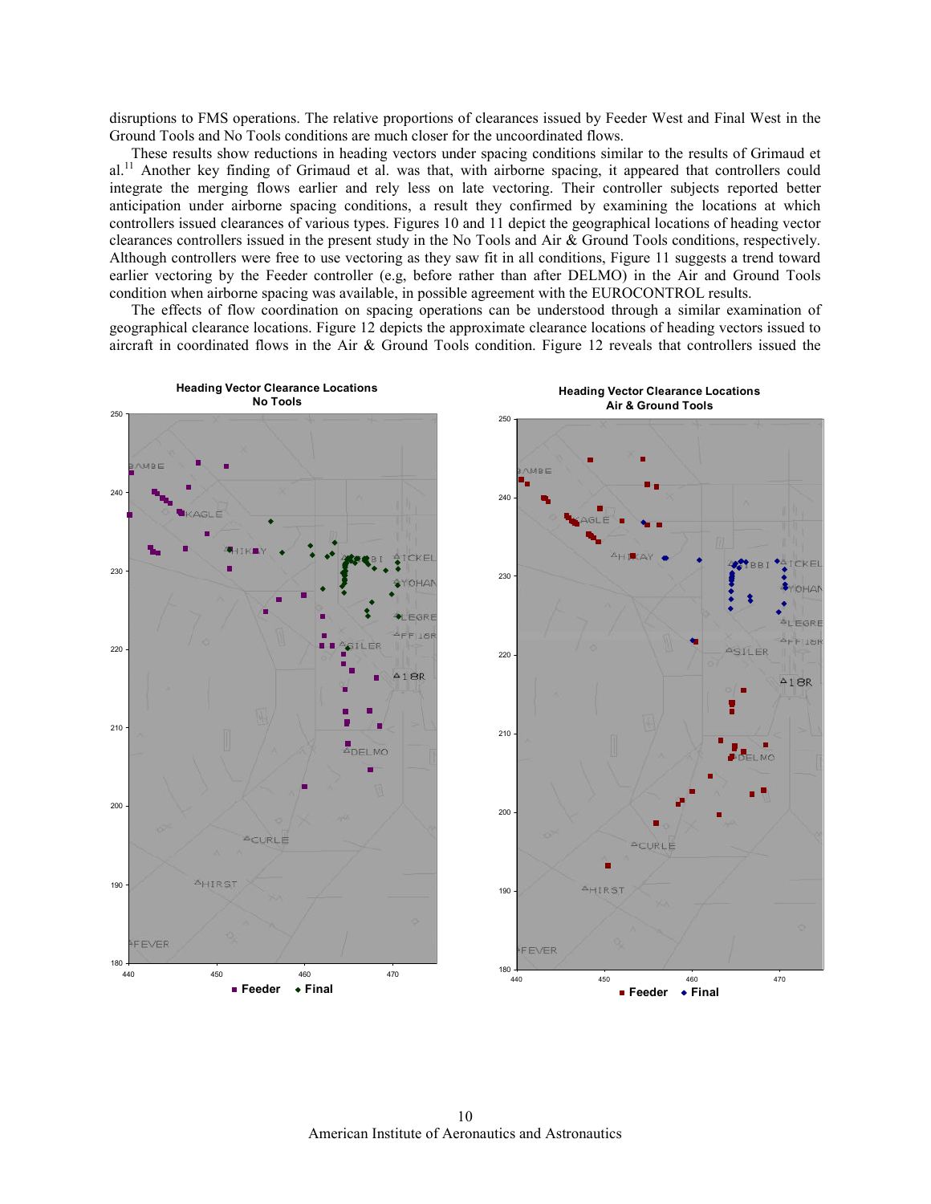disruptions to FMS operations. The relative proportions of clearances issued by Feeder West and Final West in the Ground Tools and No Tools conditions are much closer for the uncoordinated flows.

These results show reductions in heading vectors under spacing conditions similar to the results of Grimaud et al.[11] Another key finding of Grimaud et al. was that, with airborne spacing, it appeared that controllers could integrate the merging flows earlier and rely less on late vectoring. Their controller subjects reported better anticipation under airborne spacing conditions, a result they confirmed by examining the locations at which controllers issued clearances of various types. Figures 10 and 11 depict the geographical locations of heading vector clearances controllers issued in the present study in the No Tools and Air & Ground Tools conditions, respectively. Although controllers were free to use vectoring as they saw fit in all conditions, Figure 11 suggests a trend toward earlier vectoring by the Feeder controller (e.g, before rather than after DELMO) in the Air and Ground Tools condition when airborne spacing was available, in possible agreement with the EUROCONTROL results.

The effects of flow coordination on spacing operations can be understood through a similar examination of geographical clearance locations. Figure 12 depicts the approximate clearance locations of heading vectors issued to aircraft in coordinated flows in the Air & Ground Tools condition. Figure 12 reveals that controllers issued the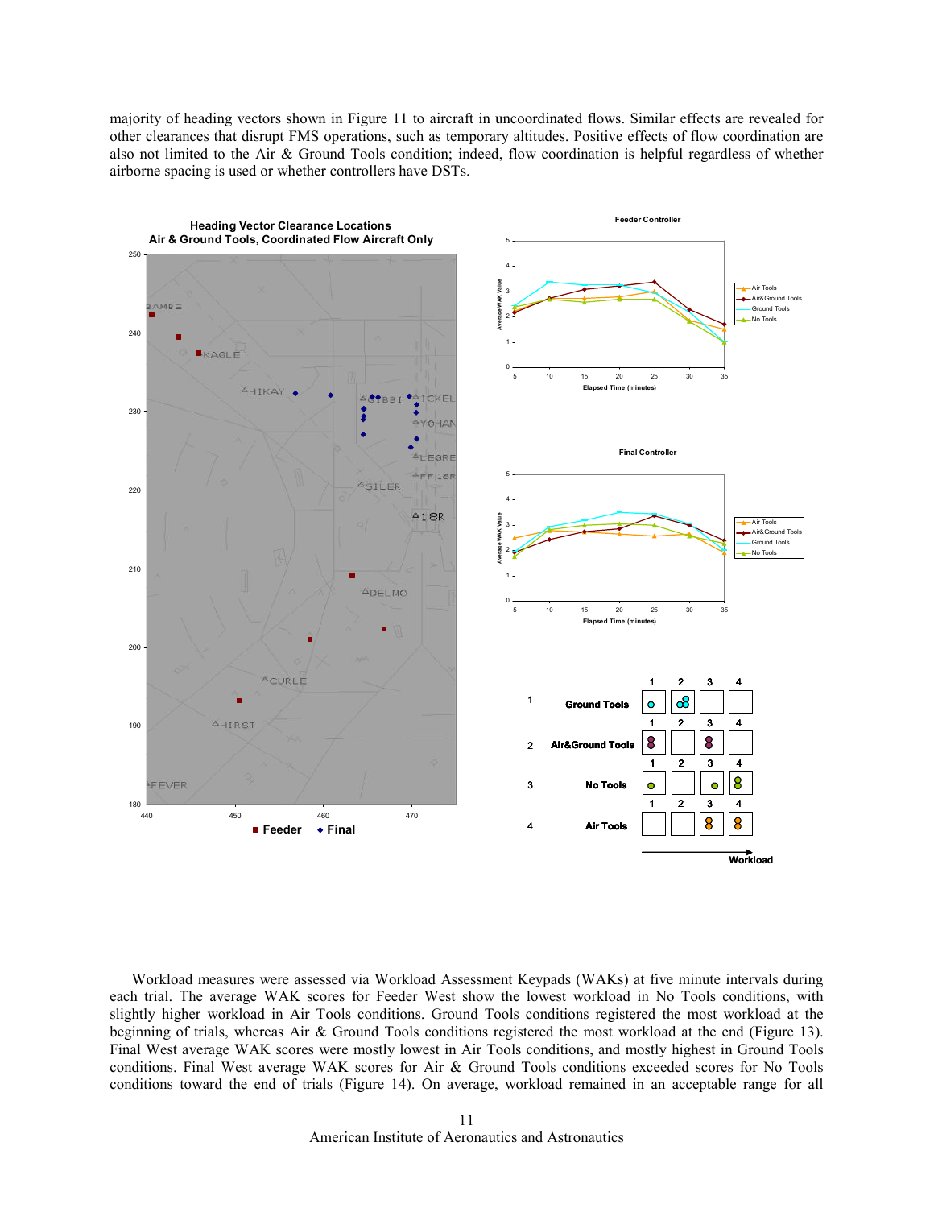majority of heading vectors shown in Figure 11 to aircraft in uncoordinated flows. Similar effects are revealed for other clearances that disrupt FMS operations, such as temporary altitudes. Positive effects of flow coordination are also not limited to the Air & Ground Tools condition; indeed, flow coordination is helpful regardless of whether airborne spacing is used or whether controllers have DSTs.

Workload measures were assessed via Workload Assessment Keypads (WAKs) at five minute intervals during each trial. The average WAK scores for Feeder West show the lowest workload in No Tools conditions, with slightly higher workload in Air Tools conditions. Ground Tools conditions registered the most workload at the beginning of trials, whereas Air & Ground Tools conditions registered the most workload at the end (Figure 13). Final West average WAK scores were mostly lowest in Air Tools conditions, and mostly highest in Ground Tools conditions. Final West average WAK scores for Air & Ground Tools conditions exceeded scores for No Tools conditions toward the end of trials (Figure 14). On average, workload remained in an acceptable range for all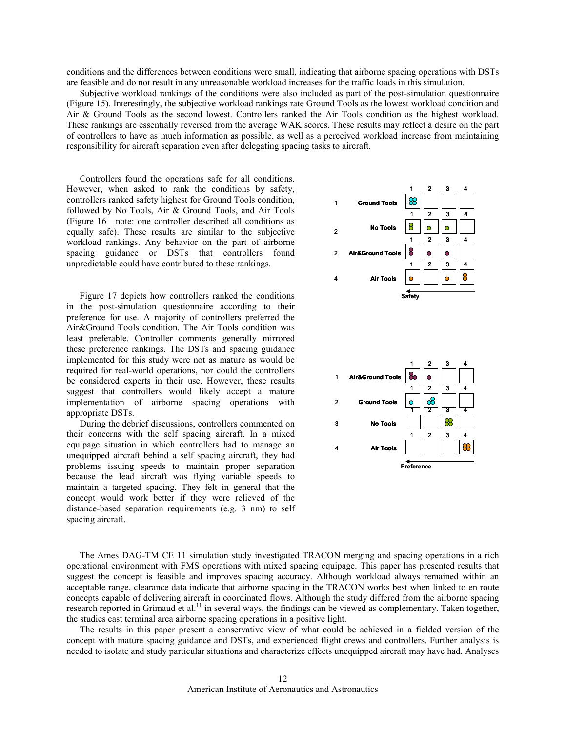conditions and the differences between conditions were small, indicating that airborne spacing operations with DSTs are feasible and do not result in any unreasonable workload increases for the traffic loads in this simulation.

Subjective workload rankings of the conditions were also included as part of the post-simulation questionnaire (Figure 15). Interestingly, the subjective workload rankings rate Ground Tools as the lowest workload condition and Air & Ground Tools as the second lowest. Controllers ranked the Air Tools condition as the highest workload. These rankings are essentially reversed from the average WAK scores. These results may reflect a desire on the part of controllers to have as much information as possible, as well as a perceived workload increase from maintaining responsibility for aircraft separation even after delegating spacing tasks to aircraft.

Controllers found the operations safe for all conditions. However, when asked to rank the conditions by safety, controllers ranked safety highest for Ground Tools condition, followed by No Tools, Air & Ground Tools, and Air Tools (Figure 16—note: one controller described all conditions as equally safe). These results are similar to the subjective workload rankings. Any behavior on the part of airborne spacing guidance or DSTs that controllers found unpredictable could have contributed to these rankings.

Figure 17 depicts how controllers ranked the conditions in the post-simulation questionnaire according to their preference for use. A majority of controllers preferred the Air&Ground Tools condition. The Air Tools condition was least preferable. Controller comments generally mirrored these preference rankings. The DSTs and spacing guidance implemented for this study were not as mature as would be required for real-world operations, nor could the controllers be considered experts in their use. However, these results suggest that controllers would likely accept a mature implementation of airborne spacing operations with appropriate DSTs.

During the debrief discussions, controllers commented on their concerns with the self spacing aircraft. In a mixed equipage situation in which controllers had to manage an unequipped aircraft behind a self spacing aircraft, they had problems issuing speeds to maintain proper separation because the lead aircraft was flying variable speeds to maintain a targeted spacing. They felt in general that the concept would work better if they were relieved of the distance-based separation requirements (e.g. 3 nm) to self spacing aircraft.

| | | 1 | 2 | 3 | 4 |
|---|---|---|---|---|---|
| 1 | Ground Tools | 4 | | | |
| 2 | No Tools | 2 | 1 | 1 | |
| 2 | Air&Ground Tools | 2 | 1 | 1 | |
| 4 | Air Tools | 1 | | 1 | 2 |

Safety

| | | 1 | 2 | 3 | 4 |
|---|---|---|---|---|---|
| 1 | Air&Ground Tools | 3 | 1 | | |
| 2 | Ground Tools | 1 | 3 | | |
| 3 | No Tools | | | 4 | |
| 4 | Air Tools | | | | 4 |

Preference

The Ames DAG-TM CE 11 simulation study investigated TRACON merging and spacing operations in a rich operational environment with FMS operations with mixed spacing equipage. This paper has presented results that suggest the concept is feasible and improves spacing accuracy. Although workload always remained within an acceptable range, clearance data indicate that airborne spacing in the TRACON works best when linked to en route concepts capable of delivering aircraft in coordinated flows. Although the study differed from the airborne spacing research reported in Grimaud et al.[11] in several ways, the findings can be viewed as complementary. Taken together, the studies cast terminal area airborne spacing operations in a positive light.

The results in this paper present a conservative view of what could be achieved in a fielded version of the concept with mature spacing guidance and DSTs, and experienced flight crews and controllers. Further analysis is needed to isolate and study particular situations and characterize effects unequipped aircraft may have had. Analyses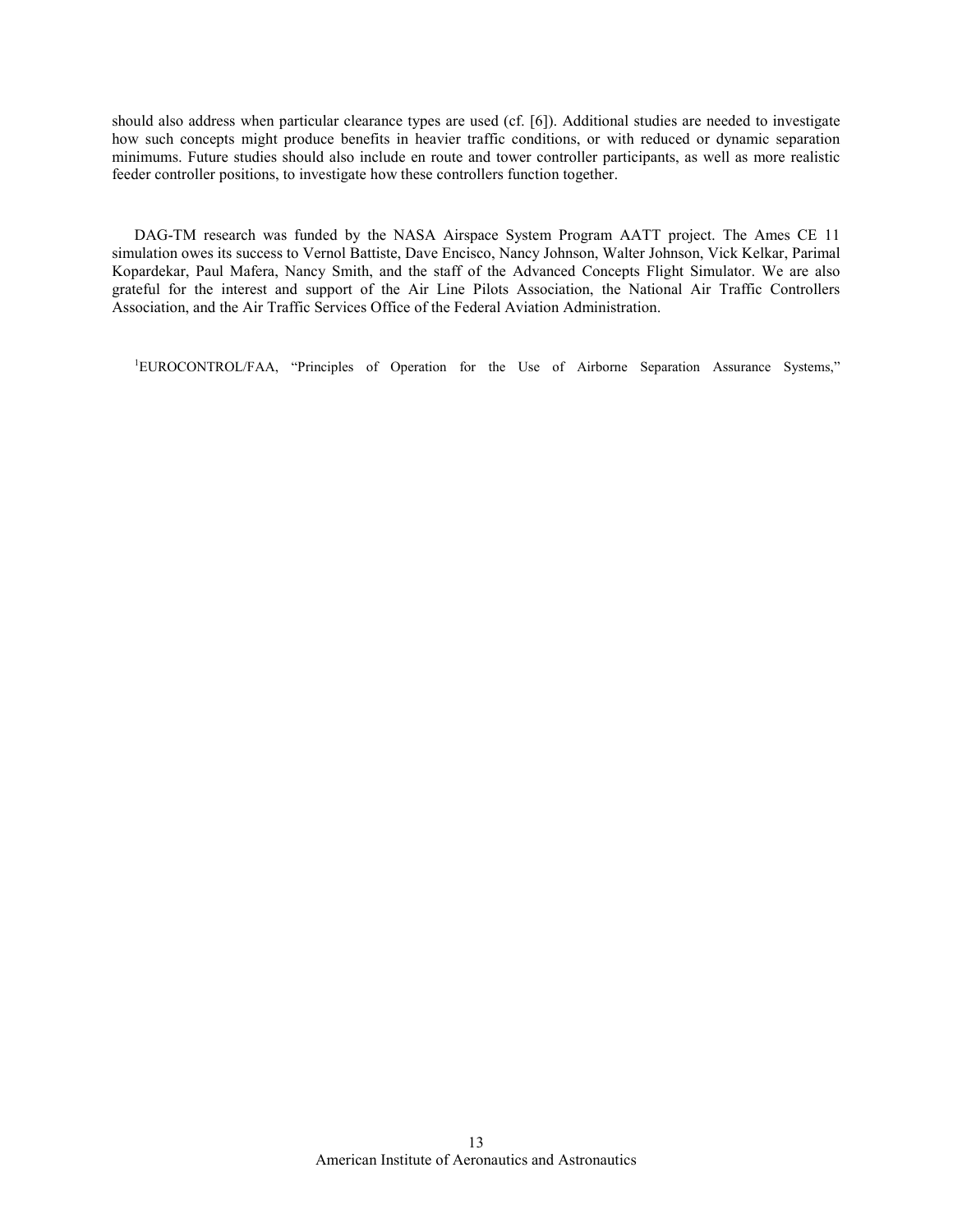should also address when particular clearance types are used (cf. [6]). Additional studies are needed to investigate how such concepts might produce benefits in heavier traffic conditions, or with reduced or dynamic separation minimums. Future studies should also include en route and tower controller participants, as well as more realistic feeder controller positions, to investigate how these controllers function together.

DAG-TM research was funded by the NASA Airspace System Program AATT project. The Ames CE 11 simulation owes its success to Vernol Battiste, Dave Encisco, Nancy Johnson, Walter Johnson, Vick Kelkar, Parimal Kopardekar, Paul Mafera, Nancy Smith, and the staff of the Advanced Concepts Flight Simulator. We are also grateful for the interest and support of the Air Line Pilots Association, the National Air Traffic Controllers Association, and the Air Traffic Services Office of the Federal Aviation Administration.

[1]EUROCONTROL/FAA, "Principles of Operation for the Use of Airborne Separation Assurance Systems,"